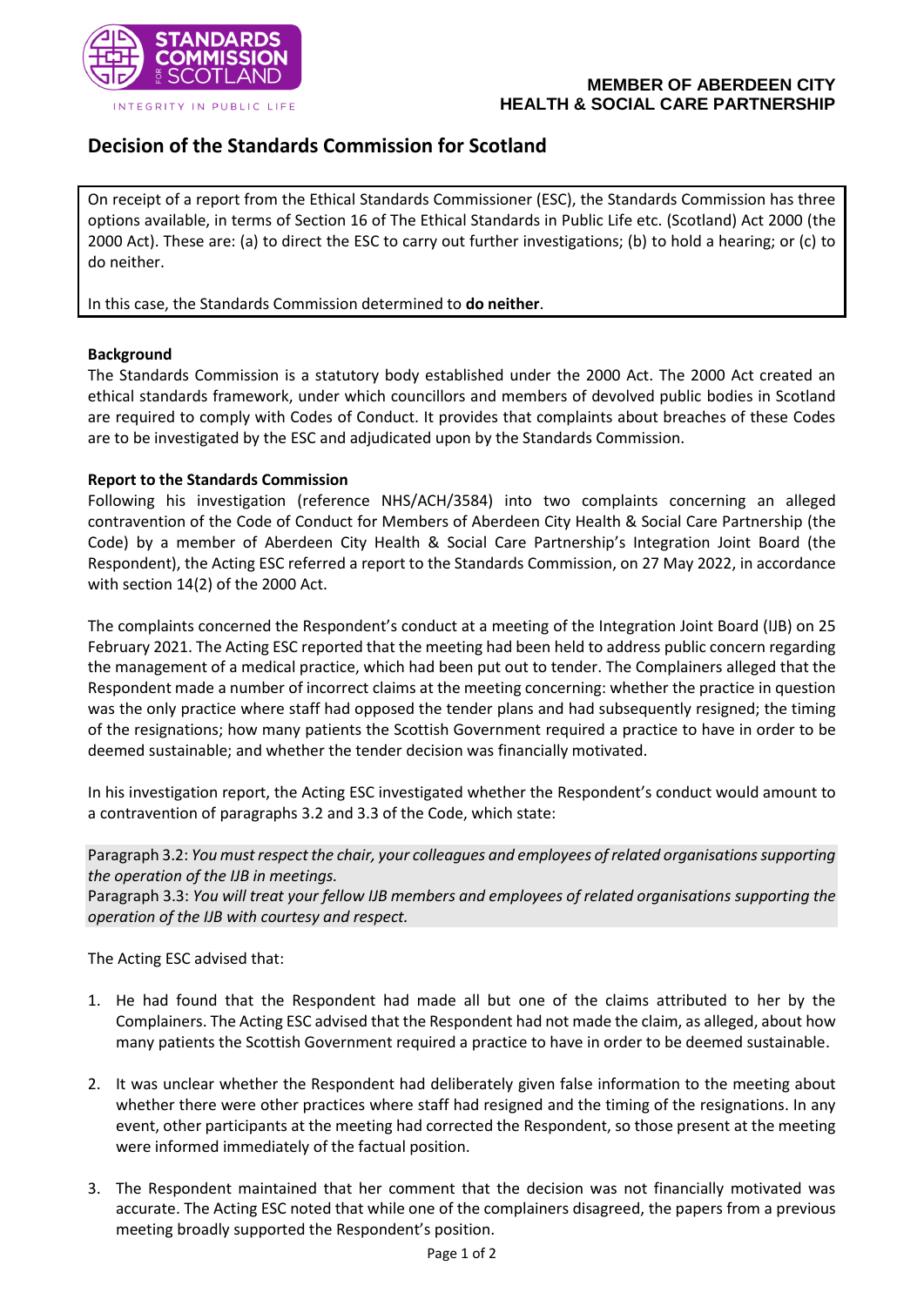STANDARDS COMMISSION FOR SCOTLAND

INTEGRITY IN PUBLIC LIFE

**MEMBER OF ABERDEEN CITY HEALTH & SOCIAL CARE PARTNERSHIP**

# Decision of the Standards Commission for Scotland

On receipt of a report from the Ethical Standards Commissioner (ESC), the Standards Commission has three options available, in terms of Section 16 of The Ethical Standards in Public Life etc. (Scotland) Act 2000 (the 2000 Act). These are: (a) to direct the ESC to carry out further investigations; (b) to hold a hearing; or (c) to do neither.

In this case, the Standards Commission determined to **do neither**.

**Background**

The Standards Commission is a statutory body established under the 2000 Act. The 2000 Act created an ethical standards framework, under which councillors and members of devolved public bodies in Scotland are required to comply with Codes of Conduct. It provides that complaints about breaches of these Codes are to be investigated by the ESC and adjudicated upon by the Standards Commission.

**Report to the Standards Commission**

Following his investigation (reference NHS/ACH/3584) into two complaints concerning an alleged contravention of the Code of Conduct for Members of Aberdeen City Health & Social Care Partnership (the Code) by a member of Aberdeen City Health & Social Care Partnership's Integration Joint Board (the Respondent), the Acting ESC referred a report to the Standards Commission, on 27 May 2022, in accordance with section 14(2) of the 2000 Act.

The complaints concerned the Respondent's conduct at a meeting of the Integration Joint Board (IJB) on 25 February 2021. The Acting ESC reported that the meeting had been held to address public concern regarding the management of a medical practice, which had been put out to tender. The Complainers alleged that the Respondent made a number of incorrect claims at the meeting concerning: whether the practice in question was the only practice where staff had opposed the tender plans and had subsequently resigned; the timing of the resignations; how many patients the Scottish Government required a practice to have in order to be deemed sustainable; and whether the tender decision was financially motivated.

In his investigation report, the Acting ESC investigated whether the Respondent's conduct would amount to a contravention of paragraphs 3.2 and 3.3 of the Code, which state:

Paragraph 3.2: *You must respect the chair, your colleagues and employees of related organisations supporting the operation of the IJB in meetings.*
Paragraph 3.3: *You will treat your fellow IJB members and employees of related organisations supporting the operation of the IJB with courtesy and respect.*

The Acting ESC advised that:

1. He had found that the Respondent had made all but one of the claims attributed to her by the Complainers. The Acting ESC advised that the Respondent had not made the claim, as alleged, about how many patients the Scottish Government required a practice to have in order to be deemed sustainable.

2. It was unclear whether the Respondent had deliberately given false information to the meeting about whether there were other practices where staff had resigned and the timing of the resignations. In any event, other participants at the meeting had corrected the Respondent, so those present at the meeting were informed immediately of the factual position.

3. The Respondent maintained that her comment that the decision was not financially motivated was accurate. The Acting ESC noted that while one of the complainers disagreed, the papers from a previous meeting broadly supported the Respondent's position.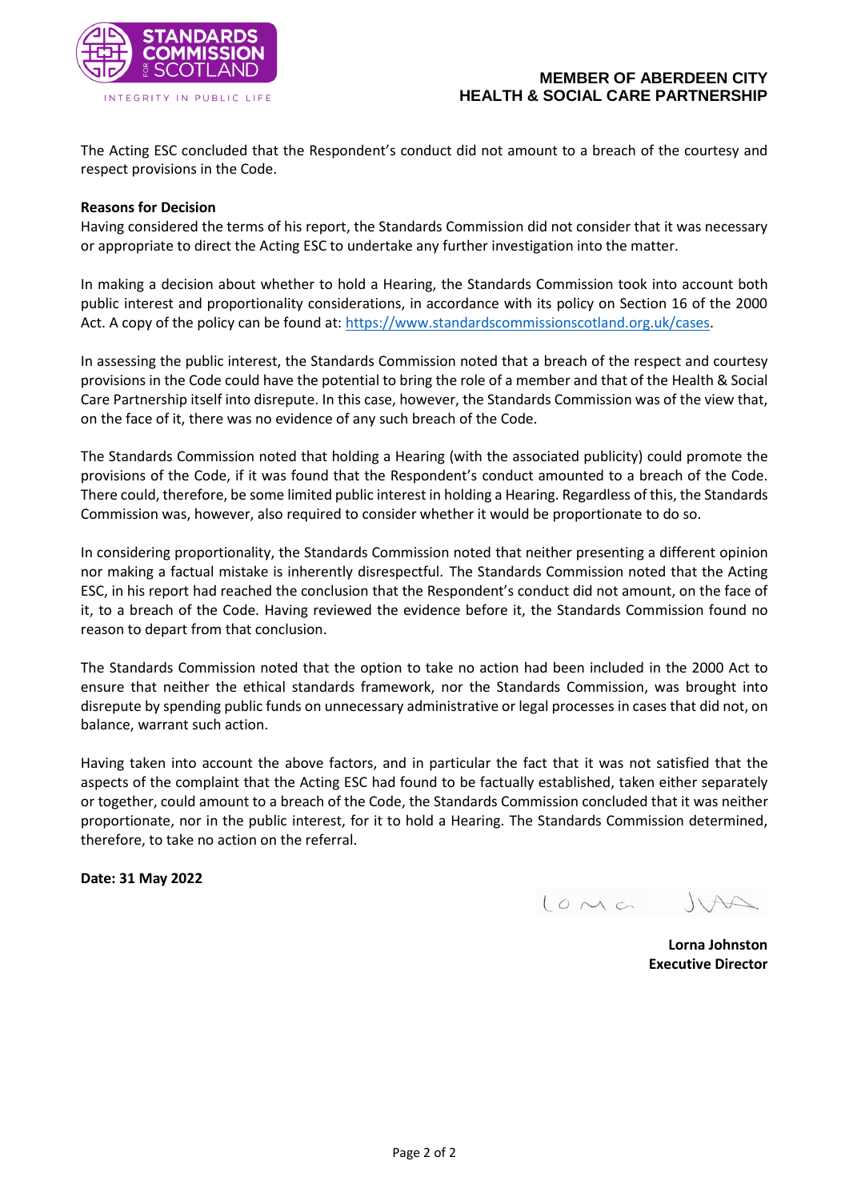The Acting ESC concluded that the Respondent's conduct did not amount to a breach of the courtesy and respect provisions in the Code.

**Reasons for Decision**

Having considered the terms of his report, the Standards Commission did not consider that it was necessary or appropriate to direct the Acting ESC to undertake any further investigation into the matter.

In making a decision about whether to hold a Hearing, the Standards Commission took into account both public interest and proportionality considerations, in accordance with its policy on Section 16 of the 2000 Act. A copy of the policy can be found at: https://www.standardscommissionscotland.org.uk/cases.

In assessing the public interest, the Standards Commission noted that a breach of the respect and courtesy provisions in the Code could have the potential to bring the role of a member and that of the Health & Social Care Partnership itself into disrepute. In this case, however, the Standards Commission was of the view that, on the face of it, there was no evidence of any such breach of the Code.

The Standards Commission noted that holding a Hearing (with the associated publicity) could promote the provisions of the Code, if it was found that the Respondent's conduct amounted to a breach of the Code. There could, therefore, be some limited public interest in holding a Hearing. Regardless of this, the Standards Commission was, however, also required to consider whether it would be proportionate to do so.

In considering proportionality, the Standards Commission noted that neither presenting a different opinion nor making a factual mistake is inherently disrespectful. The Standards Commission noted that the Acting ESC, in his report had reached the conclusion that the Respondent's conduct did not amount, on the face of it, to a breach of the Code. Having reviewed the evidence before it, the Standards Commission found no reason to depart from that conclusion.

The Standards Commission noted that the option to take no action had been included in the 2000 Act to ensure that neither the ethical standards framework, nor the Standards Commission, was brought into disrepute by spending public funds on unnecessary administrative or legal processes in cases that did not, on balance, warrant such action.

Having taken into account the above factors, and in particular the fact that it was not satisfied that the aspects of the complaint that the Acting ESC had found to be factually established, taken either separately or together, could amount to a breach of the Code, the Standards Commission concluded that it was neither proportionate, nor in the public interest, for it to hold a Hearing. The Standards Commission determined, therefore, to take no action on the referral.

**Date: 31 May 2022**

**Lorna Johnston**
**Executive Director**